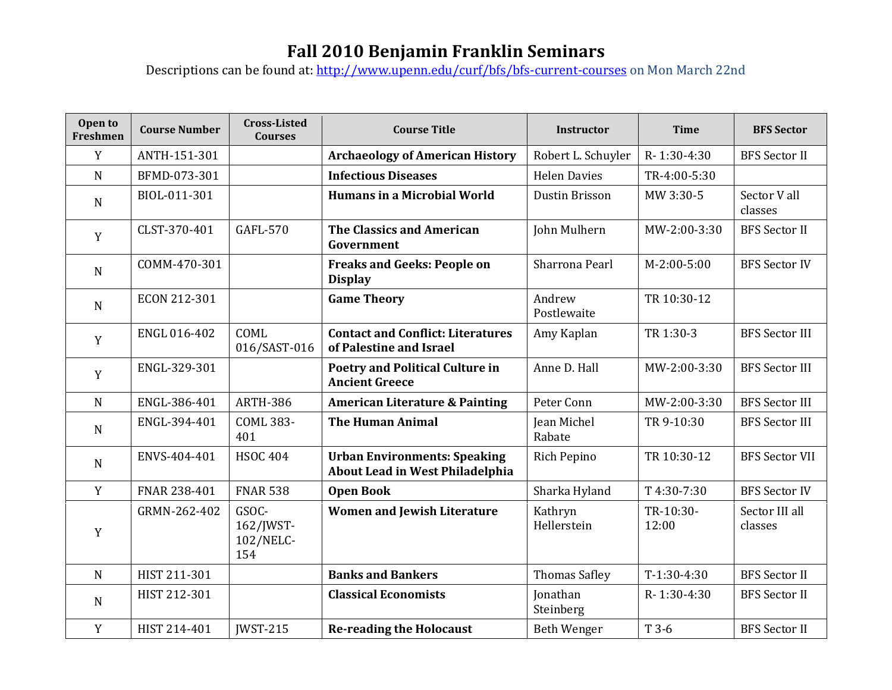# Fall 2010 Benjamin Franklin Seminars

Descriptions can be found at: http://www.upenn.edu/curf/bfs/bfs-current-courses on Mon March 22nd

| Open to Freshmen | Course Number | Cross-Listed Courses | Course Title | Instructor | Time | BFS Sector |
|---|---|---|---|---|---|---|
| Y | ANTH-151-301 | | **Archaeology of American History** | Robert L. Schuyler | R- 1:30-4:30 | BFS Sector II |
| N | BFMD-073-301 | | **Infectious Diseases** | Helen Davies | TR-4:00-5:30 | |
| N | BIOL-011-301 | | **Humans in a Microbial World** | Dustin Brisson | MW 3:30-5 | Sector V all classes |
| Y | CLST-370-401 | GAFL-570 | **The Classics and American Government** | John Mulhern | MW-2:00-3:30 | BFS Sector II |
| N | COMM-470-301 | | **Freaks and Geeks: People on Display** | Sharrona Pearl | M-2:00-5:00 | BFS Sector IV |
| N | ECON 212-301 | | **Game Theory** | Andrew Postlewaite | TR 10:30-12 | |
| Y | ENGL 016-402 | COML 016/SAST-016 | **Contact and Conflict: Literatures of Palestine and Israel** | Amy Kaplan | TR 1:30-3 | BFS Sector III |
| Y | ENGL-329-301 | | **Poetry and Political Culture in Ancient Greece** | Anne D. Hall | MW-2:00-3:30 | BFS Sector III |
| N | ENGL-386-401 | ARTH-386 | **American Literature & Painting** | Peter Conn | MW-2:00-3:30 | BFS Sector III |
| N | ENGL-394-401 | COML 383-401 | **The Human Animal** | Jean Michel Rabate | TR 9-10:30 | BFS Sector III |
| N | ENVS-404-401 | HSOC 404 | **Urban Environments: Speaking About Lead in West Philadelphia** | Rich Pepino | TR 10:30-12 | BFS Sector VII |
| Y | FNAR 238-401 | FNAR 538 | **Open Book** | Sharka Hyland | T 4:30-7:30 | BFS Sector IV |
| Y | GRMN-262-402 | GSOC-162/JWST-102/NELC-154 | **Women and Jewish Literature** | Kathryn Hellerstein | TR-10:30-12:00 | Sector III all classes |
| N | HIST 211-301 | | **Banks and Bankers** | Thomas Safley | T-1:30-4:30 | BFS Sector II |
| N | HIST 212-301 | | **Classical Economists** | Jonathan Steinberg | R- 1:30-4:30 | BFS Sector II |
| Y | HIST 214-401 | JWST-215 | **Re-reading the Holocaust** | Beth Wenger | T 3-6 | BFS Sector II |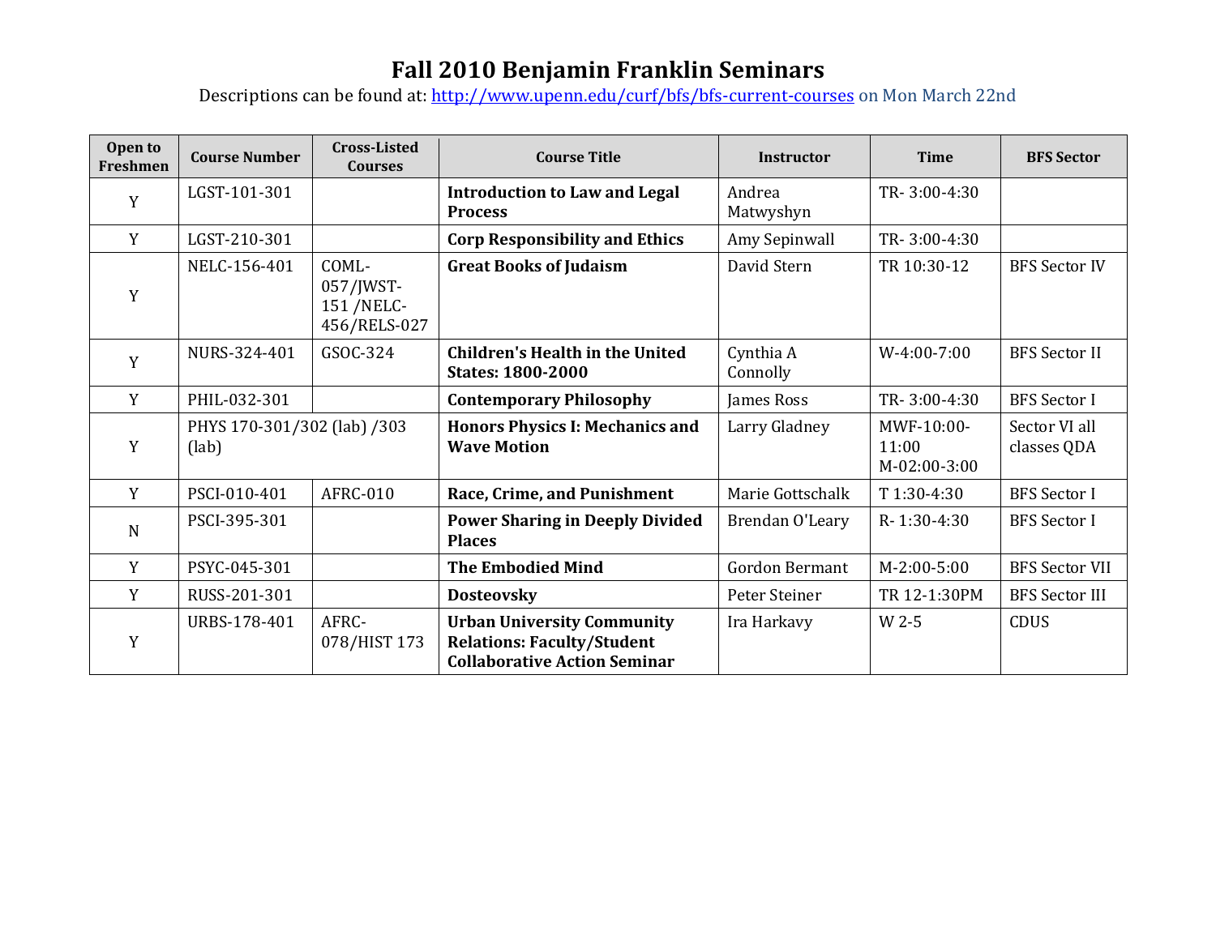# Fall 2010 Benjamin Franklin Seminars

Descriptions can be found at: http://www.upenn.edu/curf/bfs/bfs-current-courses on Mon March 22nd

| Open to Freshmen | Course Number | Cross-Listed Courses | Course Title | Instructor | Time | BFS Sector |
|---|---|---|---|---|---|---|
| Y | LGST-101-301 | | **Introduction to Law and Legal Process** | Andrea Matwyshyn | TR- 3:00-4:30 | |
| Y | LGST-210-301 | | **Corp Responsibility and Ethics** | Amy Sepinwall | TR- 3:00-4:30 | |
| Y | NELC-156-401 | COML-057/JWST-151 /NELC-456/RELS-027 | **Great Books of Judaism** | David Stern | TR 10:30-12 | BFS Sector IV |
| Y | NURS-324-401 | GSOC-324 | **Children's Health in the United States: 1800-2000** | Cynthia A Connolly | W-4:00-7:00 | BFS Sector II |
| Y | PHIL-032-301 | | **Contemporary Philosophy** | James Ross | TR- 3:00-4:30 | BFS Sector I |
| Y | PHYS 170-301/302 (lab) /303 (lab) | | **Honors Physics I: Mechanics and Wave Motion** | Larry Gladney | MWF-10:00-11:00 M-02:00-3:00 | Sector VI all classes QDA |
| Y | PSCI-010-401 | AFRC-010 | **Race, Crime, and Punishment** | Marie Gottschalk | T 1:30-4:30 | BFS Sector I |
| N | PSCI-395-301 | | **Power Sharing in Deeply Divided Places** | Brendan O'Leary | R- 1:30-4:30 | BFS Sector I |
| Y | PSYC-045-301 | | **The Embodied Mind** | Gordon Bermant | M-2:00-5:00 | BFS Sector VII |
| Y | RUSS-201-301 | | **Dosteovsky** | Peter Steiner | TR 12-1:30PM | BFS Sector III |
| Y | URBS-178-401 | AFRC-078/HIST 173 | **Urban University Community Relations: Faculty/Student Collaborative Action Seminar** | Ira Harkavy | W 2-5 | CDUS |